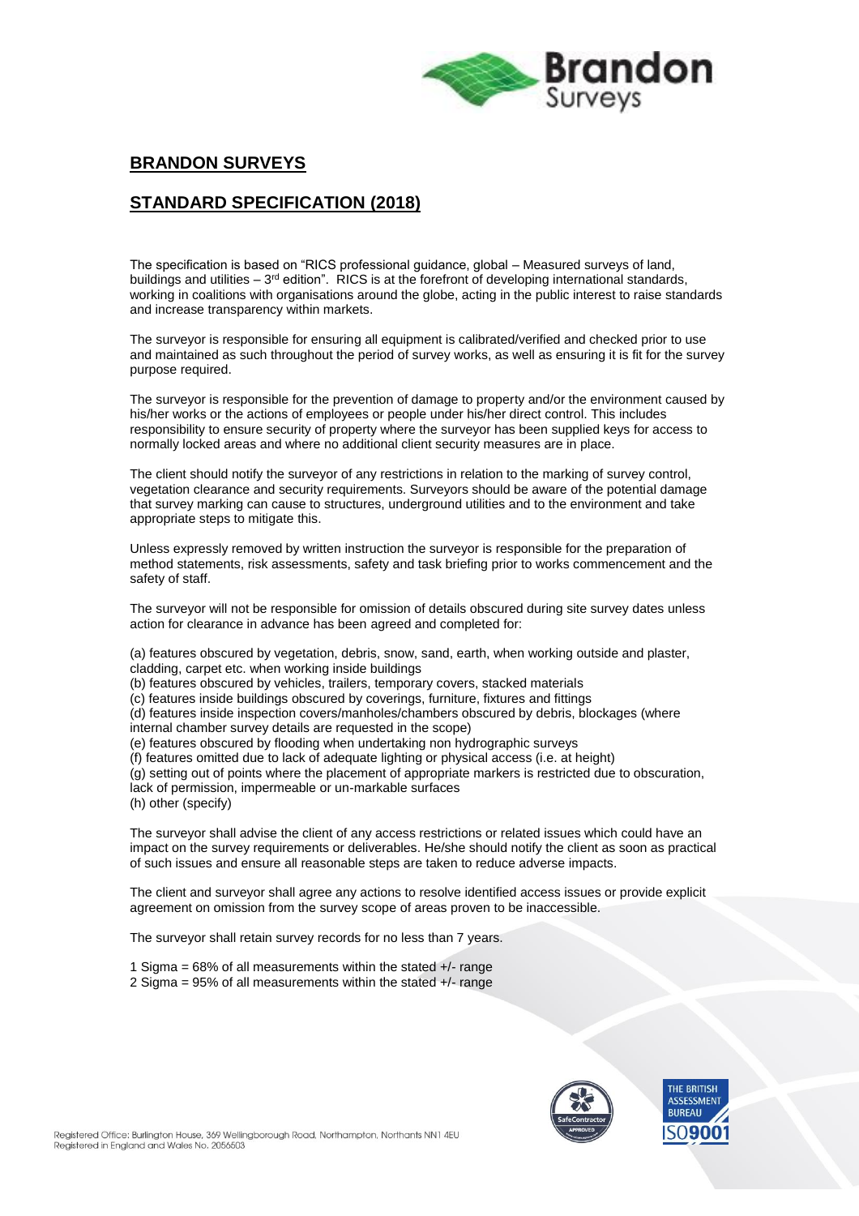## BRANDON SURVEYS

## STANDARD SPECIFICATION (2018)

The specification is based on "RICS professional guidance, global – Measured surveys of land, buildings and utilities – 3rd edition". RICS is at the forefront of developing international standards, working in coalitions with organisations around the globe, acting in the public interest to raise standards and increase transparency within markets.

The surveyor is responsible for ensuring all equipment is calibrated/verified and checked prior to use and maintained as such throughout the period of survey works, as well as ensuring it is fit for the survey purpose required.

The surveyor is responsible for the prevention of damage to property and/or the environment caused by his/her works or the actions of employees or people under his/her direct control. This includes responsibility to ensure security of property where the surveyor has been supplied keys for access to normally locked areas and where no additional client security measures are in place.

The client should notify the surveyor of any restrictions in relation to the marking of survey control, vegetation clearance and security requirements. Surveyors should be aware of the potential damage that survey marking can cause to structures, underground utilities and to the environment and take appropriate steps to mitigate this.

Unless expressly removed by written instruction the surveyor is responsible for the preparation of method statements, risk assessments, safety and task briefing prior to works commencement and the safety of staff.

The surveyor will not be responsible for omission of details obscured during site survey dates unless action for clearance in advance has been agreed and completed for:

(a) features obscured by vegetation, debris, snow, sand, earth, when working outside and plaster, cladding, carpet etc. when working inside buildings
(b) features obscured by vehicles, trailers, temporary covers, stacked materials
(c) features inside buildings obscured by coverings, furniture, fixtures and fittings
(d) features inside inspection covers/manholes/chambers obscured by debris, blockages (where internal chamber survey details are requested in the scope)
(e) features obscured by flooding when undertaking non hydrographic surveys
(f) features omitted due to lack of adequate lighting or physical access (i.e. at height)
(g) setting out of points where the placement of appropriate markers is restricted due to obscuration, lack of permission, impermeable or un-markable surfaces
(h) other (specify)

The surveyor shall advise the client of any access restrictions or related issues which could have an impact on the survey requirements or deliverables. He/she should notify the client as soon as practical of such issues and ensure all reasonable steps are taken to reduce adverse impacts.

The client and surveyor shall agree any actions to resolve identified access issues or provide explicit agreement on omission from the survey scope of areas proven to be inaccessible.

The surveyor shall retain survey records for no less than 7 years.

1 Sigma = 68% of all measurements within the stated +/- range
2 Sigma = 95% of all measurements within the stated +/- range

Registered Office: Burlington House, 369 Wellingborough Road, Northampton, Northants NN1 4EU
Registered in England and Wales No. 2056503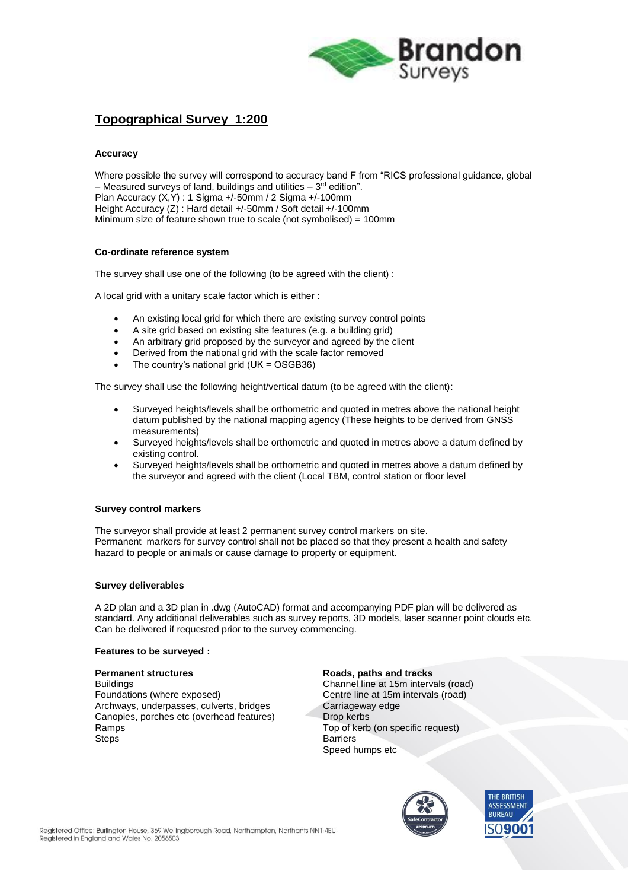# Topographical Survey 1:200

### Accuracy

Where possible the survey will correspond to accuracy band F from "RICS professional guidance, global – Measured surveys of land, buildings and utilities – 3rd edition".
Plan Accuracy (X,Y) : 1 Sigma +/-50mm / 2 Sigma +/-100mm
Height Accuracy (Z) : Hard detail +/-50mm / Soft detail +/-100mm
Minimum size of feature shown true to scale (not symbolised) = 100mm

### Co-ordinate reference system

The survey shall use one of the following (to be agreed with the client) :

A local grid with a unitary scale factor which is either :

- An existing local grid for which there are existing survey control points
- A site grid based on existing site features (e.g. a building grid)
- An arbitrary grid proposed by the surveyor and agreed by the client
- Derived from the national grid with the scale factor removed
- The country's national grid (UK = OSGB36)

The survey shall use the following height/vertical datum (to be agreed with the client):

- Surveyed heights/levels shall be orthometric and quoted in metres above the national height datum published by the national mapping agency (These heights to be derived from GNSS measurements)
- Surveyed heights/levels shall be orthometric and quoted in metres above a datum defined by existing control.
- Surveyed heights/levels shall be orthometric and quoted in metres above a datum defined by the surveyor and agreed with the client (Local TBM, control station or floor level

### Survey control markers

The surveyor shall provide at least 2 permanent survey control markers on site.
Permanent markers for survey control shall not be placed so that they present a health and safety hazard to people or animals or cause damage to property or equipment.

### Survey deliverables

A 2D plan and a 3D plan in .dwg (AutoCAD) format and accompanying PDF plan will be delivered as standard. Any additional deliverables such as survey reports, 3D models, laser scanner point clouds etc. Can be delivered if requested prior to the survey commencing.

### Features to be surveyed :

**Permanent structures**
Buildings
Foundations (where exposed)
Archways, underpasses, culverts, bridges
Canopies, porches etc (overhead features)
Ramps
Steps

**Roads, paths and tracks**
Channel line at 15m intervals (road)
Centre line at 15m intervals (road)
Carriageway edge
Drop kerbs
Top of kerb (on specific request)
Barriers
Speed humps etc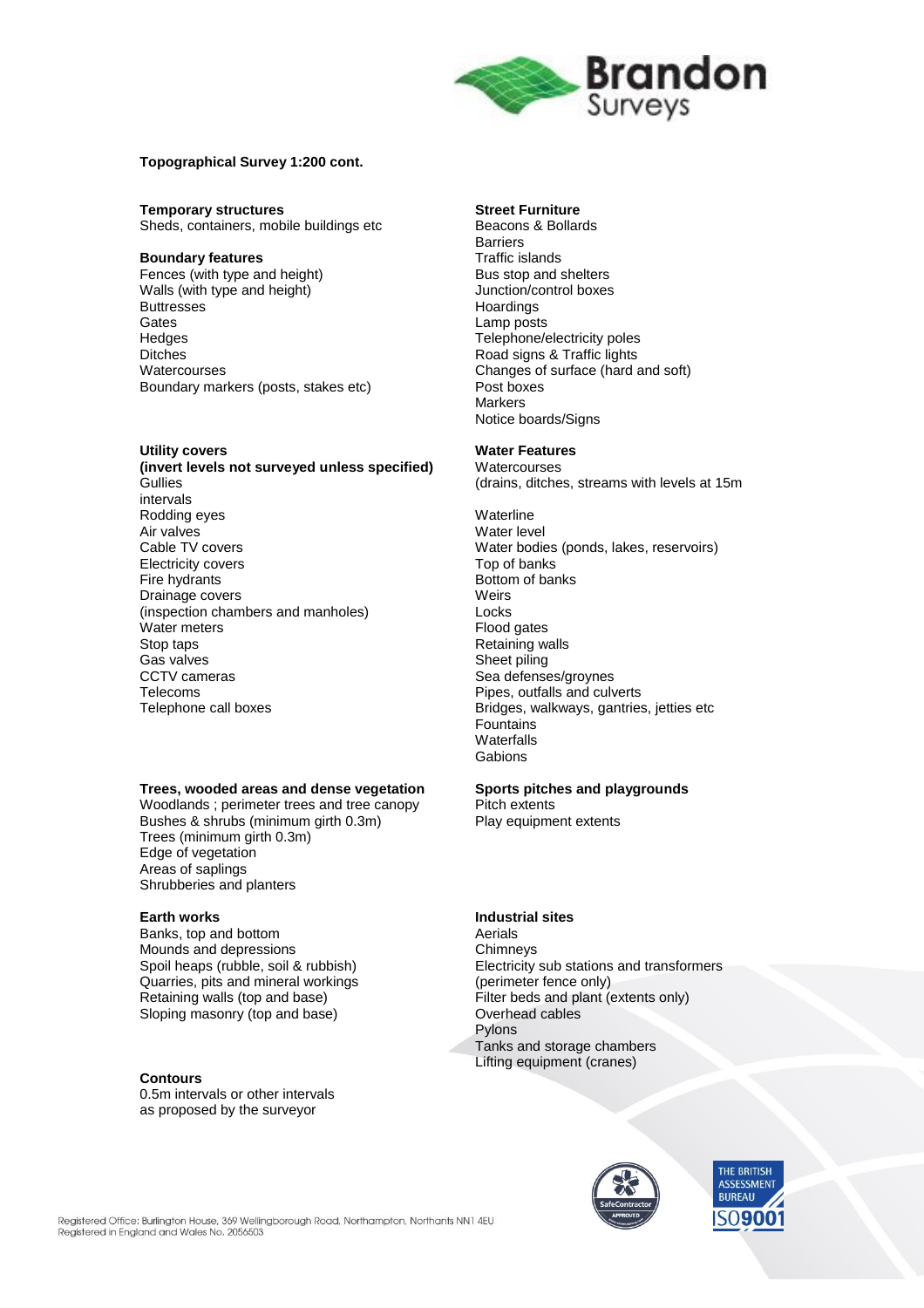**Topographical Survey 1:200 cont.**

**Temporary structures**
Sheds, containers, mobile buildings etc

**Boundary features**
Fences (with type and height)
Walls (with type and height)
Buttresses
Gates
Hedges
Ditches
Watercourses
Boundary markers (posts, stakes etc)

**Utility covers**
**(invert levels not surveyed unless specified)**
Gullies
intervals
Rodding eyes
Air valves
Cable TV covers
Electricity covers
Fire hydrants
Drainage covers
(inspection chambers and manholes)
Water meters
Stop taps
Gas valves
CCTV cameras
Telecoms
Telephone call boxes

**Trees, wooded areas and dense vegetation**
Woodlands ; perimeter trees and tree canopy
Bushes & shrubs (minimum girth 0.3m)
Trees (minimum girth 0.3m)
Edge of vegetation
Areas of saplings
Shrubberies and planters

**Earth works**
Banks, top and bottom
Mounds and depressions
Spoil heaps (rubble, soil & rubbish)
Quarries, pits and mineral workings
Retaining walls (top and base)
Sloping masonry (top and base)

**Contours**
0.5m intervals or other intervals
as proposed by the surveyor

**Street Furniture**
Beacons & Bollards
Barriers
Traffic islands
Bus stop and shelters
Junction/control boxes
Hoardings
Lamp posts
Telephone/electricity poles
Road signs & Traffic lights
Changes of surface (hard and soft)
Post boxes
Markers
Notice boards/Signs

**Water Features**
Watercourses
(drains, ditches, streams with levels at 15m

Waterline
Water level
Water bodies (ponds, lakes, reservoirs)
Top of banks
Bottom of banks
Weirs
Locks
Flood gates
Retaining walls
Sheet piling
Sea defenses/groynes
Pipes, outfalls and culverts
Bridges, walkways, gantries, jetties etc
Fountains
Waterfalls
Gabions

**Sports pitches and playgrounds**
Pitch extents
Play equipment extents

**Industrial sites**
Aerials
Chimneys
Electricity sub stations and transformers
(perimeter fence only)
Filter beds and plant (extents only)
Overhead cables
Pylons
Tanks and storage chambers
Lifting equipment (cranes)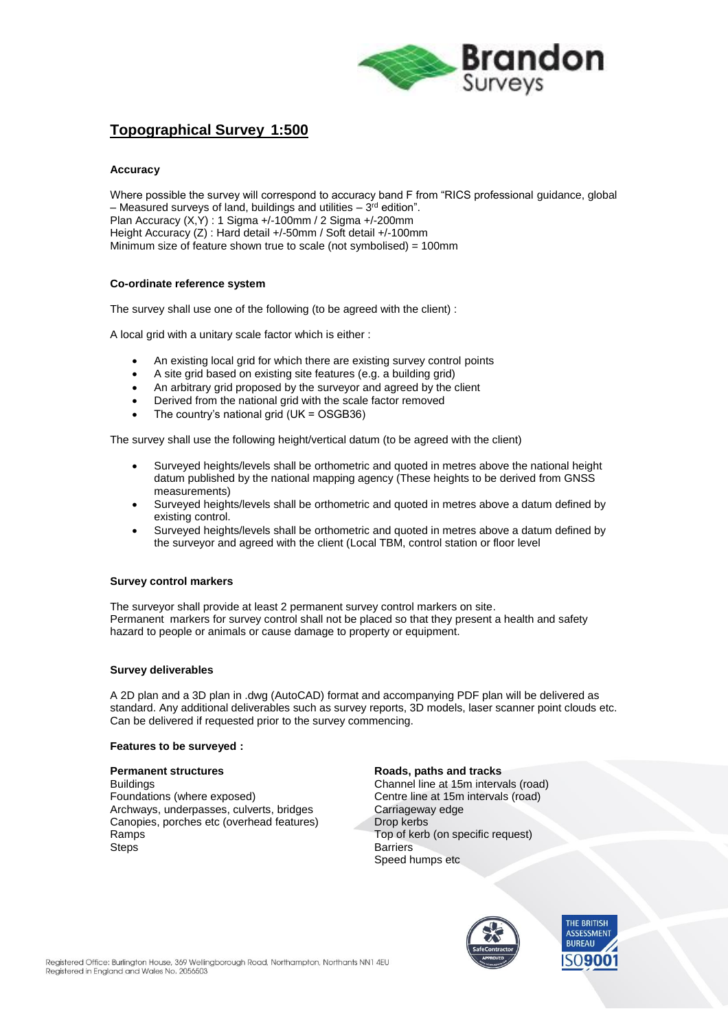## Topographical Survey 1:500

### Accuracy

Where possible the survey will correspond to accuracy band F from "RICS professional guidance, global – Measured surveys of land, buildings and utilities – 3rd edition".
Plan Accuracy (X,Y) : 1 Sigma +/-100mm / 2 Sigma +/-200mm
Height Accuracy (Z) : Hard detail +/-50mm / Soft detail +/-100mm
Minimum size of feature shown true to scale (not symbolised) = 100mm

### Co-ordinate reference system

The survey shall use one of the following (to be agreed with the client) :

A local grid with a unitary scale factor which is either :

- An existing local grid for which there are existing survey control points
- A site grid based on existing site features (e.g. a building grid)
- An arbitrary grid proposed by the surveyor and agreed by the client
- Derived from the national grid with the scale factor removed
- The country's national grid (UK = OSGB36)

The survey shall use the following height/vertical datum (to be agreed with the client)

- Surveyed heights/levels shall be orthometric and quoted in metres above the national height datum published by the national mapping agency (These heights to be derived from GNSS measurements)
- Surveyed heights/levels shall be orthometric and quoted in metres above a datum defined by existing control.
- Surveyed heights/levels shall be orthometric and quoted in metres above a datum defined by the surveyor and agreed with the client (Local TBM, control station or floor level

### Survey control markers

The surveyor shall provide at least 2 permanent survey control markers on site.
Permanent markers for survey control shall not be placed so that they present a health and safety hazard to people or animals or cause damage to property or equipment.

### Survey deliverables

A 2D plan and a 3D plan in .dwg (AutoCAD) format and accompanying PDF plan will be delivered as standard. Any additional deliverables such as survey reports, 3D models, laser scanner point clouds etc. Can be delivered if requested prior to the survey commencing.

### Features to be surveyed :

**Permanent structures**
Buildings
Foundations (where exposed)
Archways, underpasses, culverts, bridges
Canopies, porches etc (overhead features)
Ramps
Steps

**Roads, paths and tracks**
Channel line at 15m intervals (road)
Centre line at 15m intervals (road)
Carriageway edge
Drop kerbs
Top of kerb (on specific request)
Barriers
Speed humps etc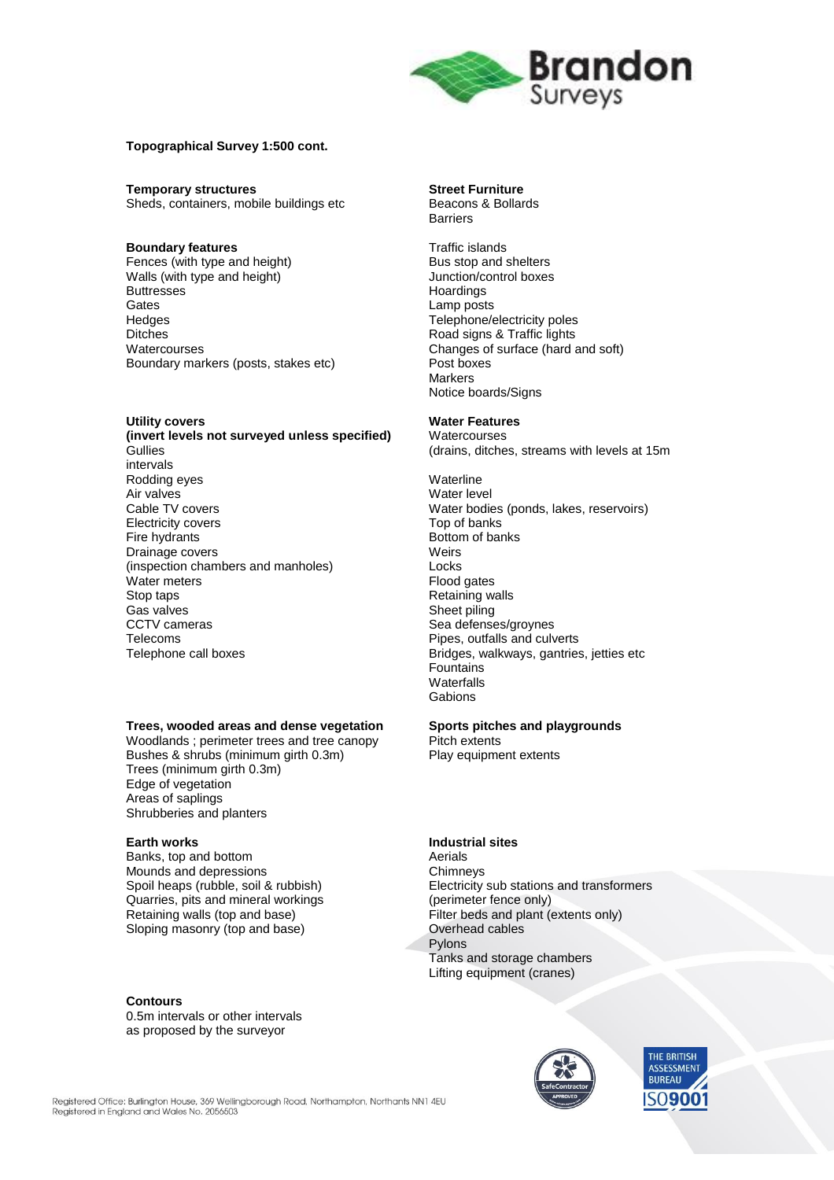**Topographical Survey 1:500 cont.**

**Temporary structures**
Sheds, containers, mobile buildings etc

**Boundary features**
Fences (with type and height)
Walls (with type and height)
Buttresses
Gates
Hedges
Ditches
Watercourses
Boundary markers (posts, stakes etc)

**Utility covers**
**(invert levels not surveyed unless specified)**
Gullies
intervals
Rodding eyes
Air valves
Cable TV covers
Electricity covers
Fire hydrants
Drainage covers
(inspection chambers and manholes)
Water meters
Stop taps
Gas valves
CCTV cameras
Telecoms
Telephone call boxes

**Trees, wooded areas and dense vegetation**
Woodlands ; perimeter trees and tree canopy
Bushes & shrubs (minimum girth 0.3m)
Trees (minimum girth 0.3m)
Edge of vegetation
Areas of saplings
Shrubberies and planters

**Earth works**
Banks, top and bottom
Mounds and depressions
Spoil heaps (rubble, soil & rubbish)
Quarries, pits and mineral workings
Retaining walls (top and base)
Sloping masonry (top and base)

**Contours**
0.5m intervals or other intervals
as proposed by the surveyor

**Street Furniture**
Beacons & Bollards
Barriers

Traffic islands
Bus stop and shelters
Junction/control boxes
Hoardings
Lamp posts
Telephone/electricity poles
Road signs & Traffic lights
Changes of surface (hard and soft)
Post boxes
Markers
Notice boards/Signs

**Water Features**
Watercourses
(drains, ditches, streams with levels at 15m

Waterline
Water level
Water bodies (ponds, lakes, reservoirs)
Top of banks
Bottom of banks
Weirs
Locks
Flood gates
Retaining walls
Sheet piling
Sea defenses/groynes
Pipes, outfalls and culverts
Bridges, walkways, gantries, jetties etc
Fountains
Waterfalls
Gabions

**Sports pitches and playgrounds**
Pitch extents
Play equipment extents

**Industrial sites**
Aerials
Chimneys
Electricity sub stations and transformers
(perimeter fence only)
Filter beds and plant (extents only)
Overhead cables
Pylons
Tanks and storage chambers
Lifting equipment (cranes)

Registered Office: Burlington House, 369 Wellingborough Road, Northampton, Northants NN1 4EU
Registered in England and Wales No. 2056503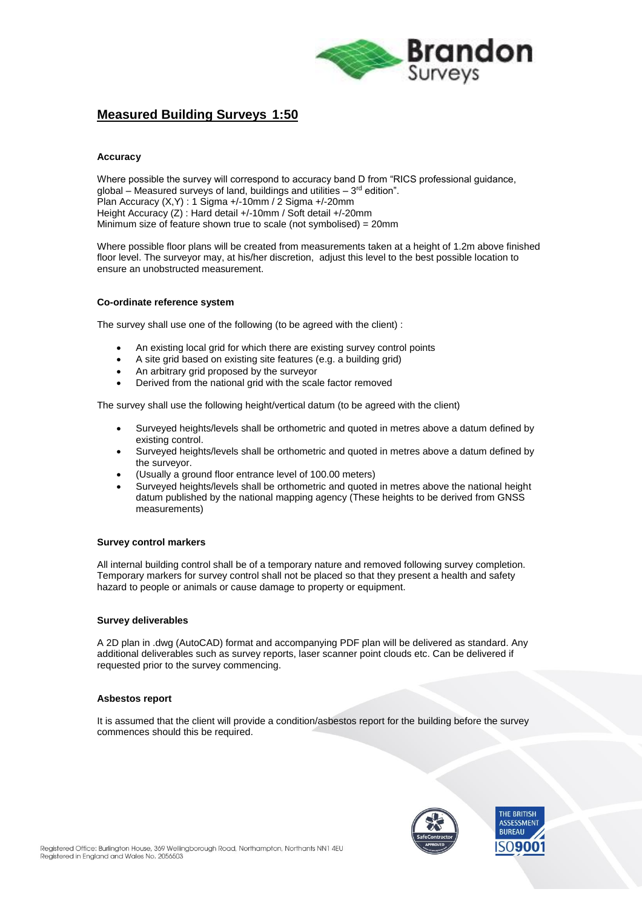## Measured Building Surveys 1:50

### Accuracy

Where possible the survey will correspond to accuracy band D from "RICS professional guidance, global – Measured surveys of land, buildings and utilities – 3rd edition".
Plan Accuracy (X,Y) : 1 Sigma +/-10mm / 2 Sigma +/-20mm
Height Accuracy (Z) : Hard detail +/-10mm / Soft detail +/-20mm
Minimum size of feature shown true to scale (not symbolised) = 20mm

Where possible floor plans will be created from measurements taken at a height of 1.2m above finished floor level. The surveyor may, at his/her discretion, adjust this level to the best possible location to ensure an unobstructed measurement.

### Co-ordinate reference system

The survey shall use one of the following (to be agreed with the client) :

- An existing local grid for which there are existing survey control points
- A site grid based on existing site features (e.g. a building grid)
- An arbitrary grid proposed by the surveyor
- Derived from the national grid with the scale factor removed

The survey shall use the following height/vertical datum (to be agreed with the client)

- Surveyed heights/levels shall be orthometric and quoted in metres above a datum defined by existing control.
- Surveyed heights/levels shall be orthometric and quoted in metres above a datum defined by the surveyor.
- (Usually a ground floor entrance level of 100.00 meters)
- Surveyed heights/levels shall be orthometric and quoted in metres above the national height datum published by the national mapping agency (These heights to be derived from GNSS measurements)

### Survey control markers

All internal building control shall be of a temporary nature and removed following survey completion. Temporary markers for survey control shall not be placed so that they present a health and safety hazard to people or animals or cause damage to property or equipment.

### Survey deliverables

A 2D plan in .dwg (AutoCAD) format and accompanying PDF plan will be delivered as standard. Any additional deliverables such as survey reports, laser scanner point clouds etc. Can be delivered if requested prior to the survey commencing.

### Asbestos report

It is assumed that the client will provide a condition/asbestos report for the building before the survey commences should this be required.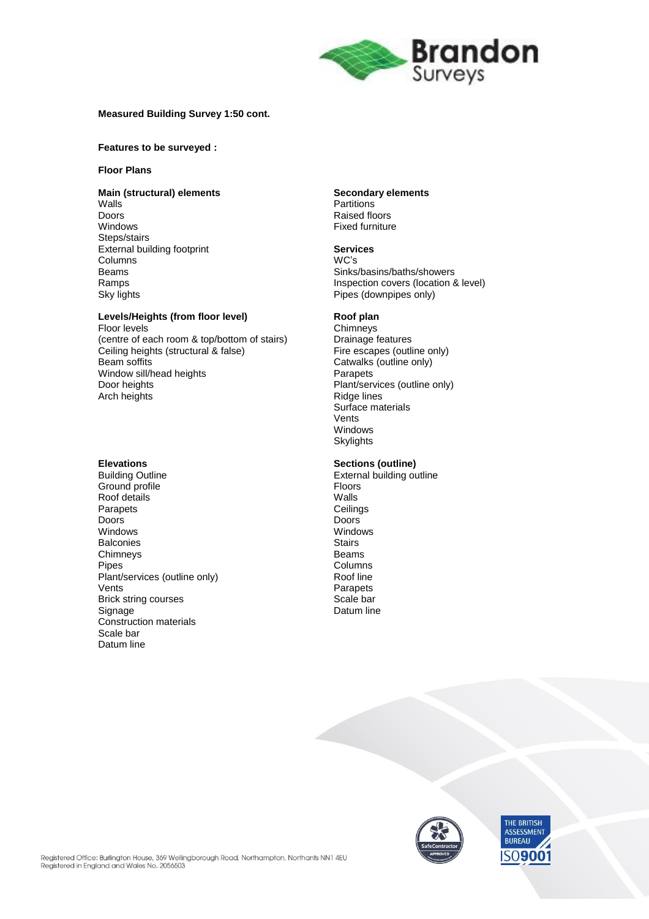**Measured Building Survey 1:50 cont.**

**Features to be surveyed :**

**Floor Plans**

**Main (structural) elements**
Walls
Doors
Windows
Steps/stairs
External building footprint
Columns
Beams
Ramps
Sky lights

**Levels/Heights (from floor level)**
Floor levels
(centre of each room & top/bottom of stairs)
Ceiling heights (structural & false)
Beam soffits
Window sill/head heights
Door heights
Arch heights

**Secondary elements**
Partitions
Raised floors
Fixed furniture

**Services**
WC's
Sinks/basins/baths/showers
Inspection covers (location & level)
Pipes (downpipes only)

**Roof plan**
Chimneys
Drainage features
Fire escapes (outline only)
Catwalks (outline only)
Parapets
Plant/services (outline only)
Ridge lines
Surface materials
Vents
Windows
Skylights

**Elevations**
Building Outline
Ground profile
Roof details
Parapets
Doors
Windows
Balconies
Chimneys
Pipes
Plant/services (outline only)
Vents
Brick string courses
Signage
Construction materials
Scale bar
Datum line

**Sections (outline)**
External building outline
Floors
Walls
Ceilings
Doors
Windows
Stairs
Beams
Columns
Roof line
Parapets
Scale bar
Datum line

Registered Office: Burlington House, 369 Wellingborough Road, Northampton, Northants NN1 4EU
Registered in England and Wales No. 2056503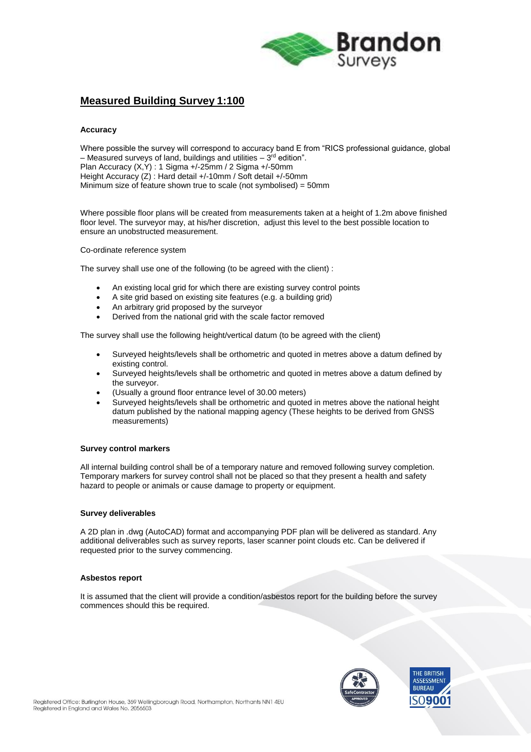# Measured Building Survey 1:100

**Accuracy**

Where possible the survey will correspond to accuracy band E from "RICS professional guidance, global – Measured surveys of land, buildings and utilities – 3rd edition".
Plan Accuracy (X,Y) : 1 Sigma +/-25mm / 2 Sigma +/-50mm
Height Accuracy (Z) : Hard detail +/-10mm / Soft detail +/-50mm
Minimum size of feature shown true to scale (not symbolised) = 50mm

Where possible floor plans will be created from measurements taken at a height of 1.2m above finished floor level. The surveyor may, at his/her discretion, adjust this level to the best possible location to ensure an unobstructed measurement.

Co-ordinate reference system

The survey shall use one of the following (to be agreed with the client) :

- An existing local grid for which there are existing survey control points
- A site grid based on existing site features (e.g. a building grid)
- An arbitrary grid proposed by the surveyor
- Derived from the national grid with the scale factor removed

The survey shall use the following height/vertical datum (to be agreed with the client)

- Surveyed heights/levels shall be orthometric and quoted in metres above a datum defined by existing control.
- Surveyed heights/levels shall be orthometric and quoted in metres above a datum defined by the surveyor.
- (Usually a ground floor entrance level of 30.00 meters)
- Surveyed heights/levels shall be orthometric and quoted in metres above the national height datum published by the national mapping agency (These heights to be derived from GNSS measurements)

**Survey control markers**

All internal building control shall be of a temporary nature and removed following survey completion. Temporary markers for survey control shall not be placed so that they present a health and safety hazard to people or animals or cause damage to property or equipment.

**Survey deliverables**

A 2D plan in .dwg (AutoCAD) format and accompanying PDF plan will be delivered as standard. Any additional deliverables such as survey reports, laser scanner point clouds etc. Can be delivered if requested prior to the survey commencing.

**Asbestos report**

It is assumed that the client will provide a condition/asbestos report for the building before the survey commences should this be required.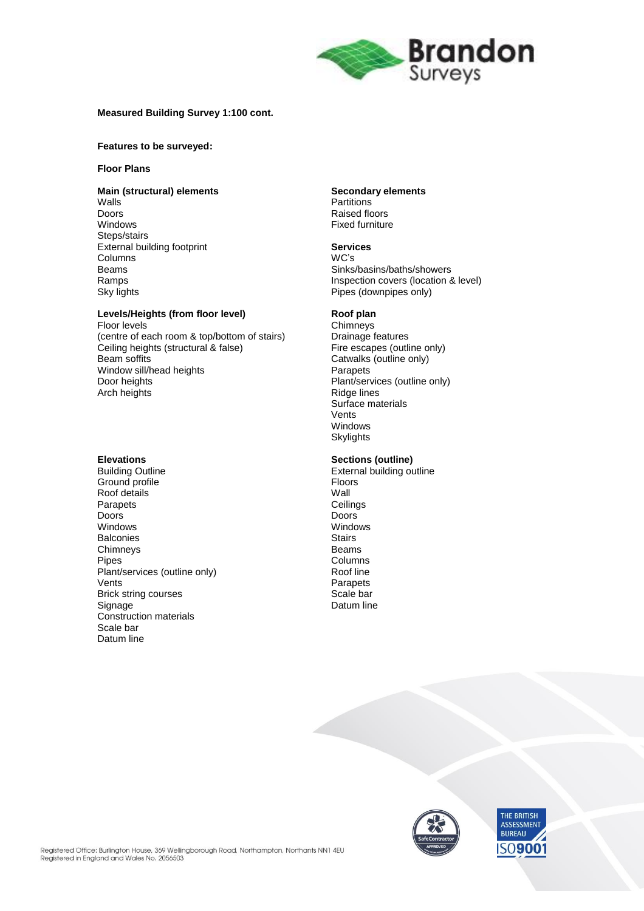**Measured Building Survey 1:100 cont.**

**Features to be surveyed:**

**Floor Plans**

**Main (structural) elements**
Walls
Doors
Windows
Steps/stairs
External building footprint
Columns
Beams
Ramps
Sky lights

**Secondary elements**
Partitions
Raised floors
Fixed furniture

**Services**
WC's
Sinks/basins/baths/showers
Inspection covers (location & level)
Pipes (downpipes only)

**Levels/Heights (from floor level)**
Floor levels
(centre of each room & top/bottom of stairs)
Ceiling heights (structural & false)
Beam soffits
Window sill/head heights
Door heights
Arch heights

**Roof plan**
Chimneys
Drainage features
Fire escapes (outline only)
Catwalks (outline only)
Parapets
Plant/services (outline only)
Ridge lines
Surface materials
Vents
Windows
Skylights

**Elevations**
Building Outline
Ground profile
Roof details
Parapets
Doors
Windows
Balconies
Chimneys
Pipes
Plant/services (outline only)
Vents
Brick string courses
Signage
Construction materials
Scale bar
Datum line

**Sections (outline)**
External building outline
Floors
Wall
Ceilings
Doors
Windows
Stairs
Beams
Columns
Roof line
Parapets
Scale bar
Datum line

Registered Office: Burlington House, 369 Wellingborough Road, Northampton, Northants NN1 4EU
Registered in England and Wales No. 2056503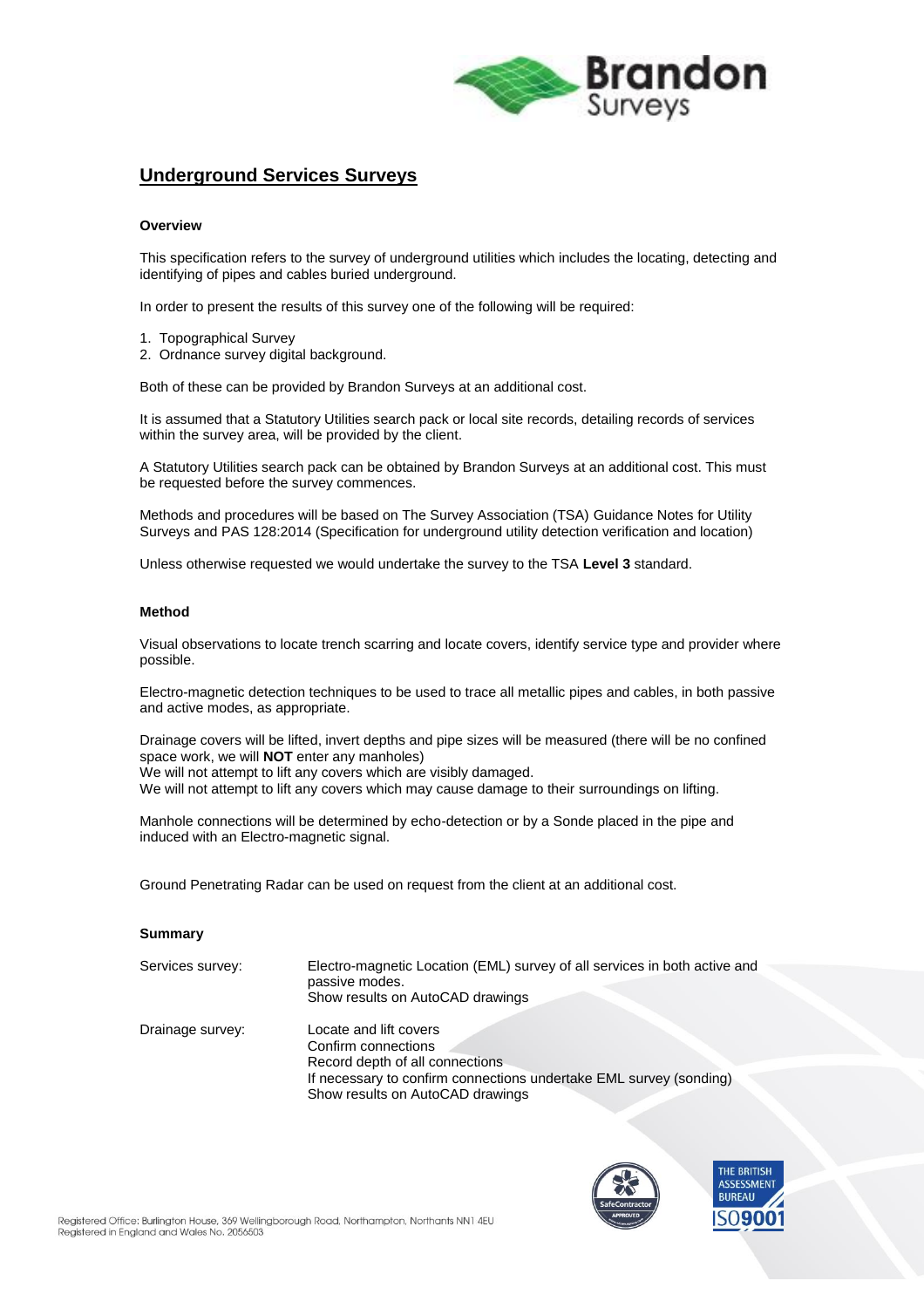# Underground Services Surveys

### Overview

This specification refers to the survey of underground utilities which includes the locating, detecting and identifying of pipes and cables buried underground.

In order to present the results of this survey one of the following will be required:

1. Topographical Survey
2. Ordnance survey digital background.

Both of these can be provided by Brandon Surveys at an additional cost.

It is assumed that a Statutory Utilities search pack or local site records, detailing records of services within the survey area, will be provided by the client.

A Statutory Utilities search pack can be obtained by Brandon Surveys at an additional cost. This must be requested before the survey commences.

Methods and procedures will be based on The Survey Association (TSA) Guidance Notes for Utility Surveys and PAS 128:2014 (Specification for underground utility detection verification and location)

Unless otherwise requested we would undertake the survey to the TSA **Level 3** standard.

### Method

Visual observations to locate trench scarring and locate covers, identify service type and provider where possible.

Electro-magnetic detection techniques to be used to trace all metallic pipes and cables, in both passive and active modes, as appropriate.

Drainage covers will be lifted, invert depths and pipe sizes will be measured (there will be no confined space work, we will **NOT** enter any manholes)
We will not attempt to lift any covers which are visibly damaged.
We will not attempt to lift any covers which may cause damage to their surroundings on lifting.

Manhole connections will be determined by echo-detection or by a Sonde placed in the pipe and induced with an Electro-magnetic signal.

Ground Penetrating Radar can be used on request from the client at an additional cost.

### Summary

| | |
|---|---|
| Services survey: | Electro-magnetic Location (EML) survey of all services in both active and passive modes.<br>Show results on AutoCAD drawings |
| Drainage survey: | Locate and lift covers<br>Confirm connections<br>Record depth of all connections<br>If necessary to confirm connections undertake EML survey (sonding)<br>Show results on AutoCAD drawings |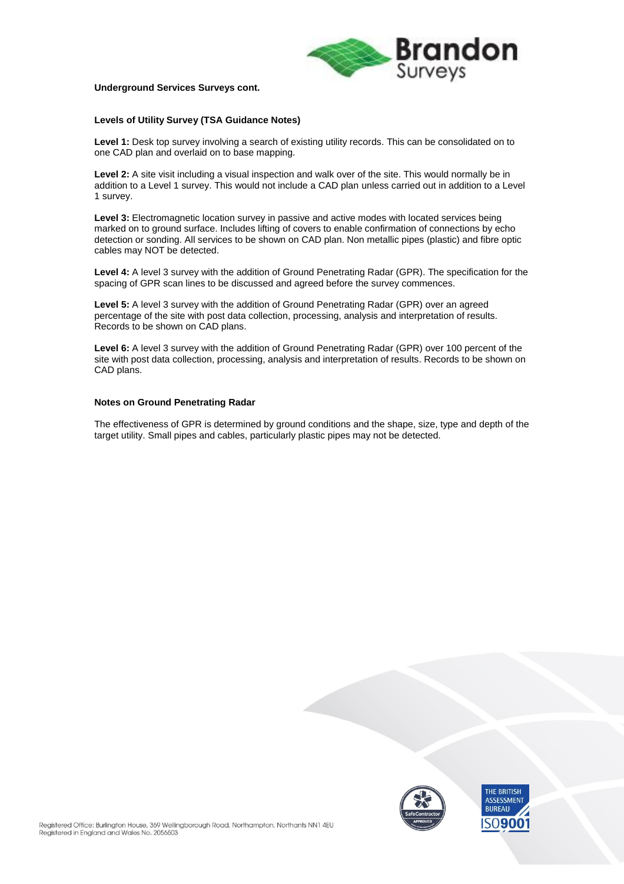**Underground Services Surveys cont.**

## Levels of Utility Survey (TSA Guidance Notes)

**Level 1:** Desk top survey involving a search of existing utility records. This can be consolidated on to one CAD plan and overlaid on to base mapping.

**Level 2:** A site visit including a visual inspection and walk over of the site. This would normally be in addition to a Level 1 survey. This would not include a CAD plan unless carried out in addition to a Level 1 survey.

**Level 3:** Electromagnetic location survey in passive and active modes with located services being marked on to ground surface. Includes lifting of covers to enable confirmation of connections by echo detection or sonding. All services to be shown on CAD plan. Non metallic pipes (plastic) and fibre optic cables may NOT be detected.

**Level 4:** A level 3 survey with the addition of Ground Penetrating Radar (GPR). The specification for the spacing of GPR scan lines to be discussed and agreed before the survey commences.

**Level 5:** A level 3 survey with the addition of Ground Penetrating Radar (GPR) over an agreed percentage of the site with post data collection, processing, analysis and interpretation of results. Records to be shown on CAD plans.

**Level 6:** A level 3 survey with the addition of Ground Penetrating Radar (GPR) over 100 percent of the site with post data collection, processing, analysis and interpretation of results. Records to be shown on CAD plans.

## Notes on Ground Penetrating Radar

The effectiveness of GPR is determined by ground conditions and the shape, size, type and depth of the target utility. Small pipes and cables, particularly plastic pipes may not be detected.